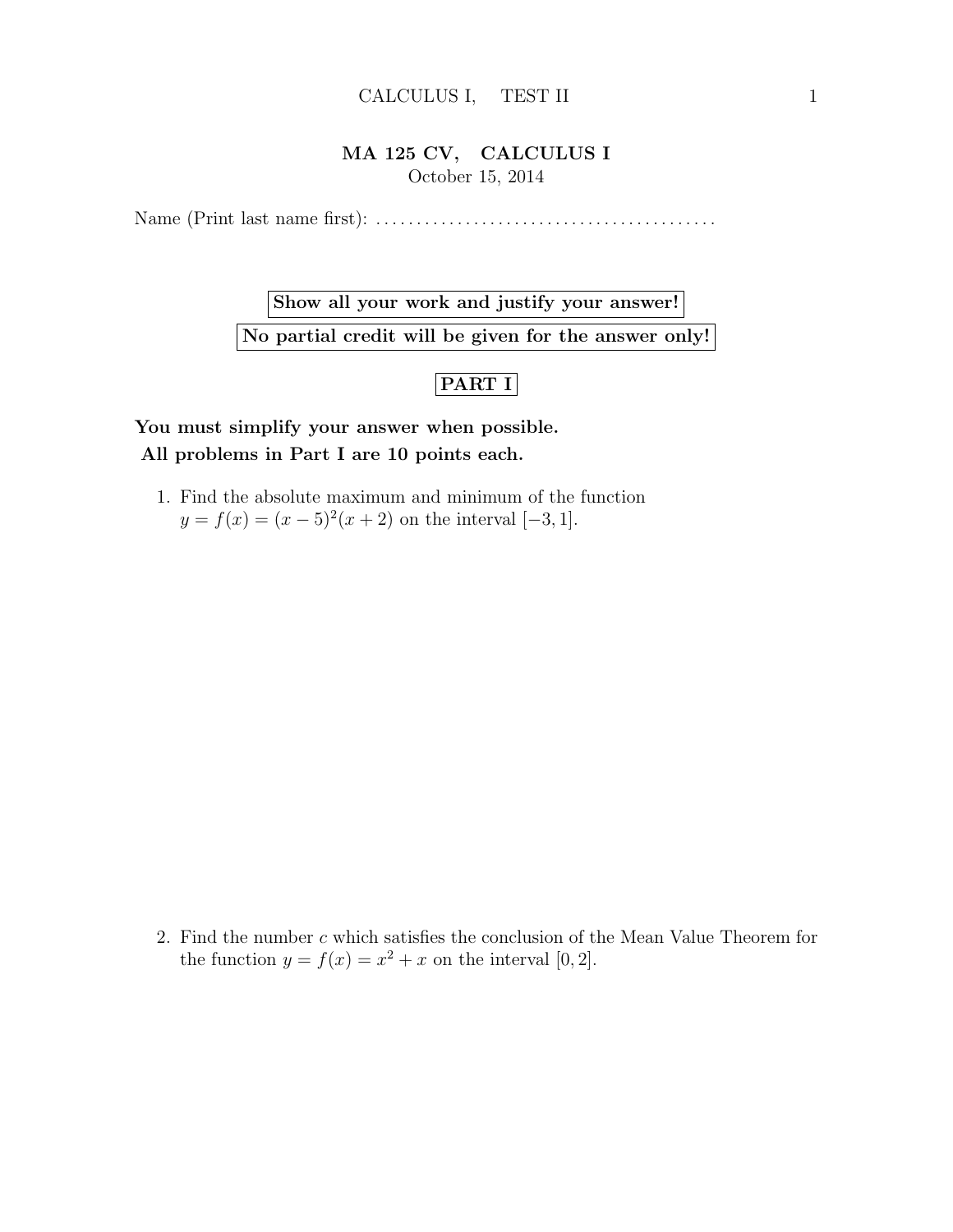# MA 125 CV, CALCULUS I

October 15, 2014

Name (Print last name first): ........................................

**Show all your work and justify your answer!**

**No partial credit will be given for the answer only!**

## PART I

**You must simplify your answer when possible.**

**All problems in Part I are 10 points each.**

1. Find the absolute maximum and minimum of the function $y = f(x) = (x-5)^2(x+2)$ on the interval $[-3, 1]$.

2. Find the number $c$ which satisfies the conclusion of the Mean Value Theorem for the function $y = f(x) = x^2 + x$ on the interval $[0, 2]$.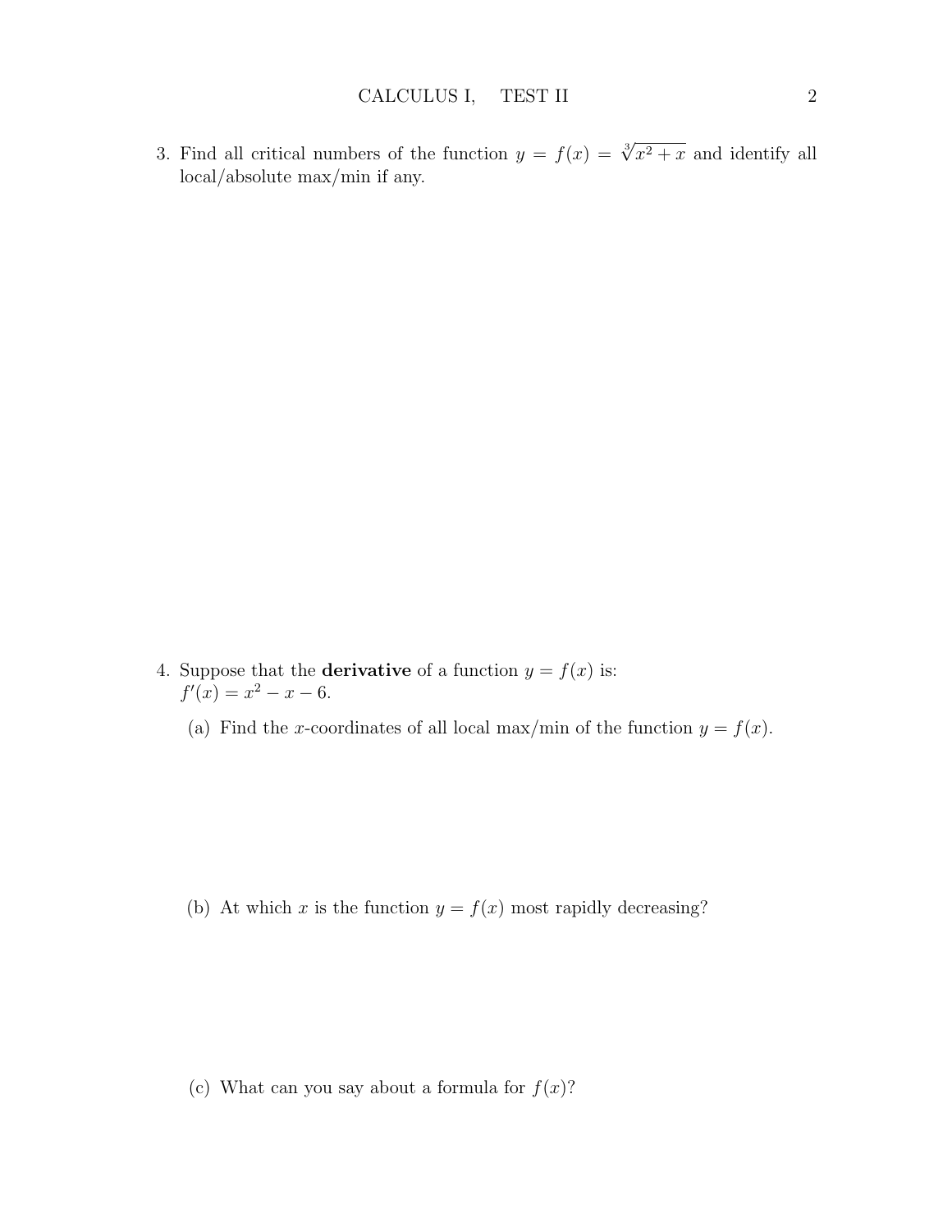3. Find all critical numbers of the function $y = f(x) = \sqrt[3]{x^2 + x}$ and identify all local/absolute max/min if any.

4. Suppose that the **derivative** of a function $y = f(x)$ is:
   $f'(x) = x^2 - x - 6$.

   (a) Find the $x$-coordinates of all local max/min of the function $y = f(x)$.

   (b) At which $x$ is the function $y = f(x)$ most rapidly decreasing?

   (c) What can you say about a formula for $f(x)$?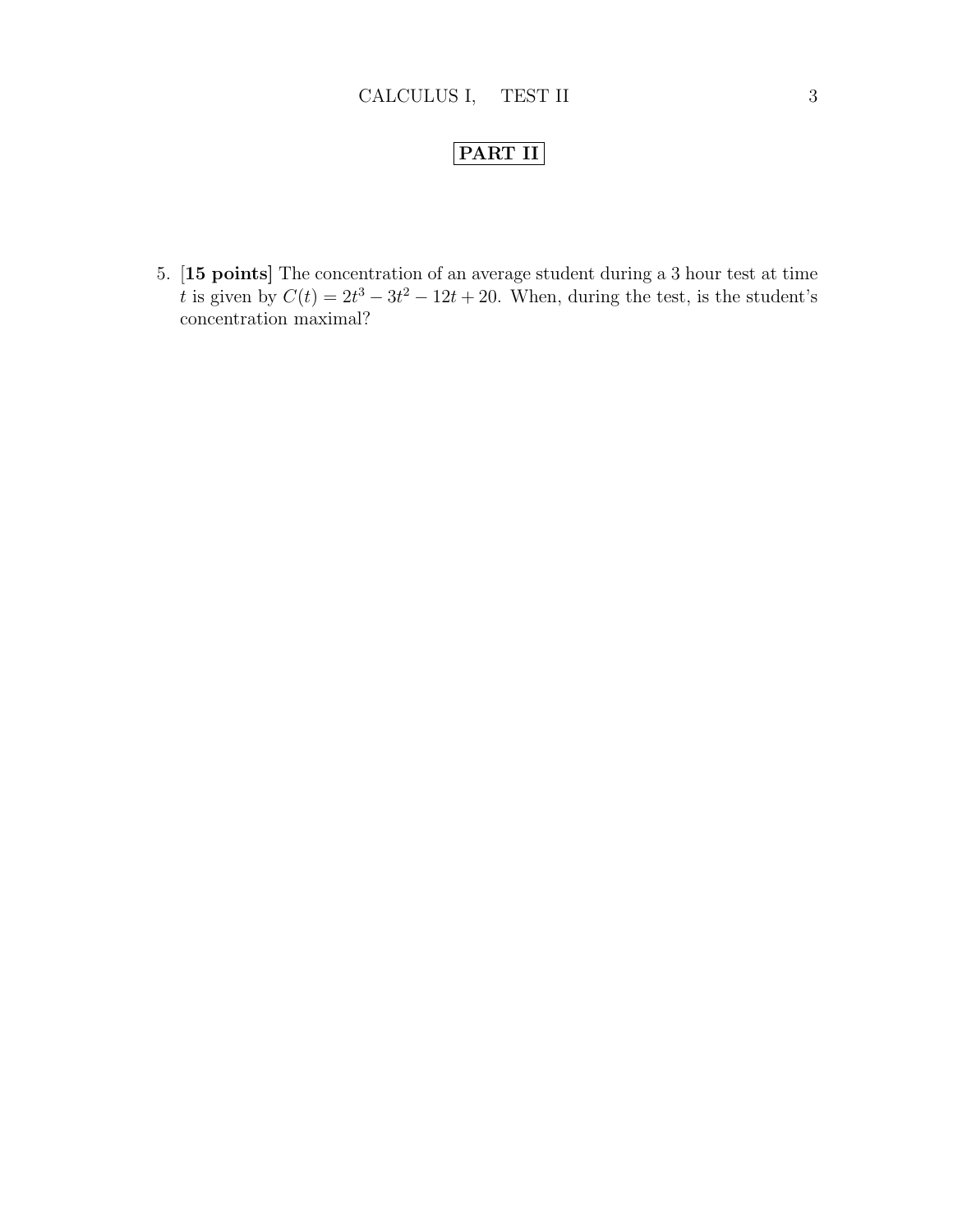## PART II

5. [**15 points**] The concentration of an average student during a 3 hour test at time $t$ is given by $C(t) = 2t^3 - 3t^2 - 12t + 20$. When, during the test, is the student's concentration maximal?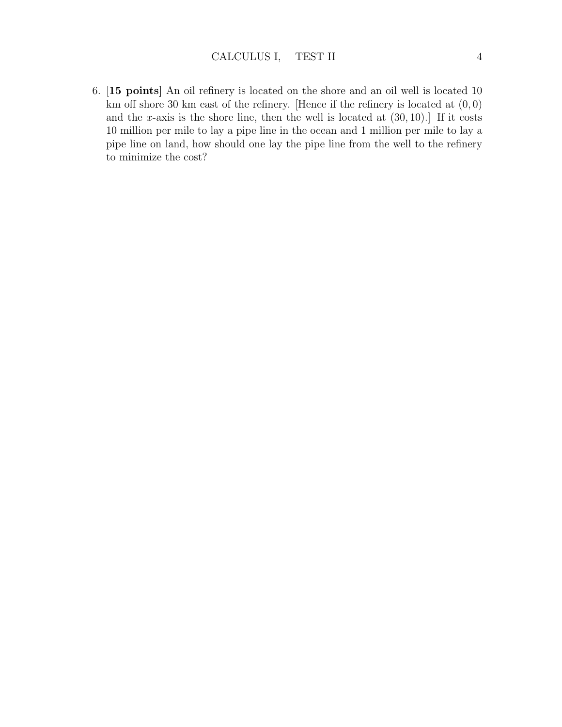6. [**15 points**] An oil refinery is located on the shore and an oil well is located 10 km off shore 30 km east of the refinery. [Hence if the refinery is located at $(0, 0)$ and the $x$-axis is the shore line, then the well is located at $(30, 10)$.] If it costs 10 million per mile to lay a pipe line in the ocean and 1 million per mile to lay a pipe line on land, how should one lay the pipe line from the well to the refinery to minimize the cost?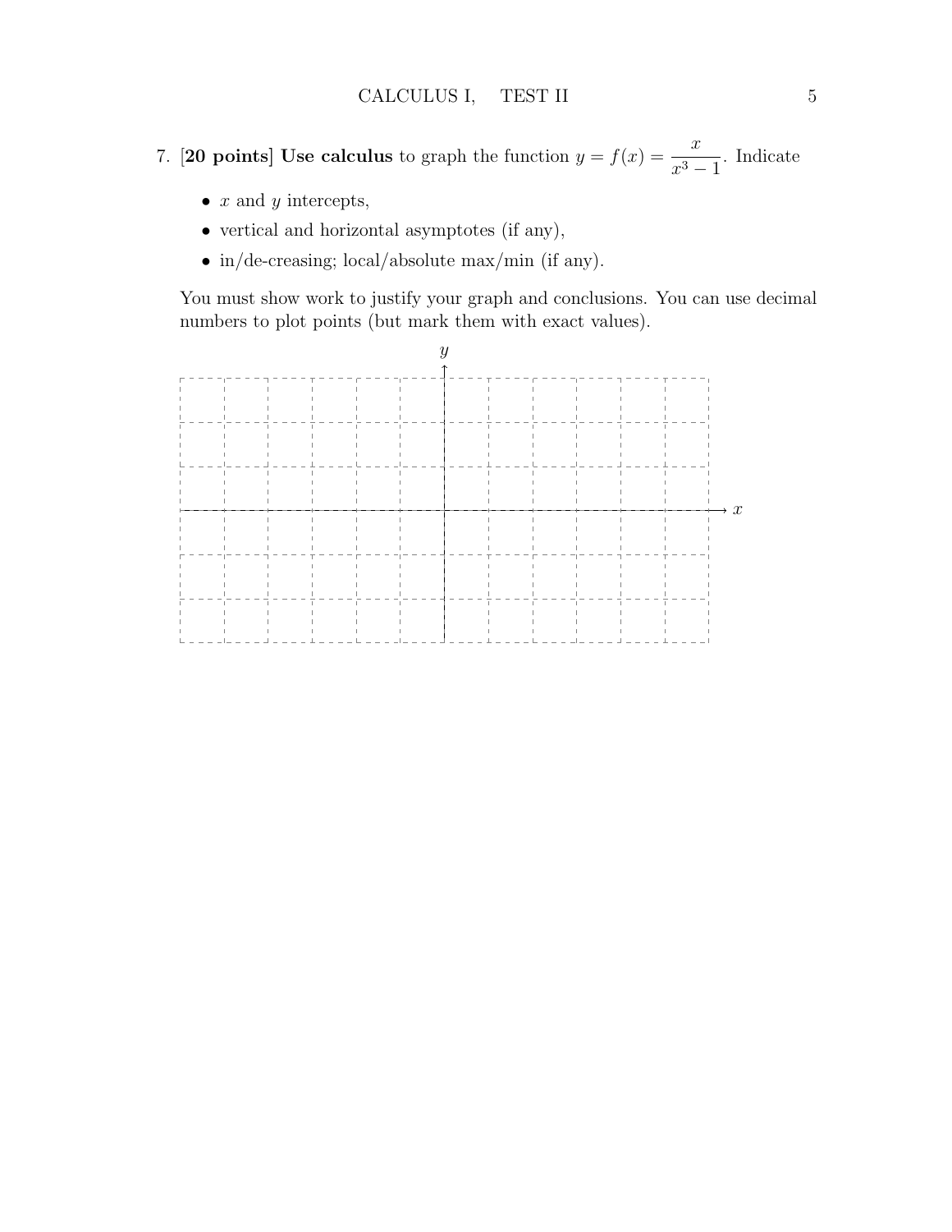7. [**20 points**] **Use calculus** to graph the function $y = f(x) = \dfrac{x}{x^3 - 1}$. Indicate

- $x$ and $y$ intercepts,
- vertical and horizontal asymptotes (if any),
- in/de-creasing; local/absolute max/min (if any).

You must show work to justify your graph and conclusions. You can use decimal numbers to plot points (but mark them with exact values).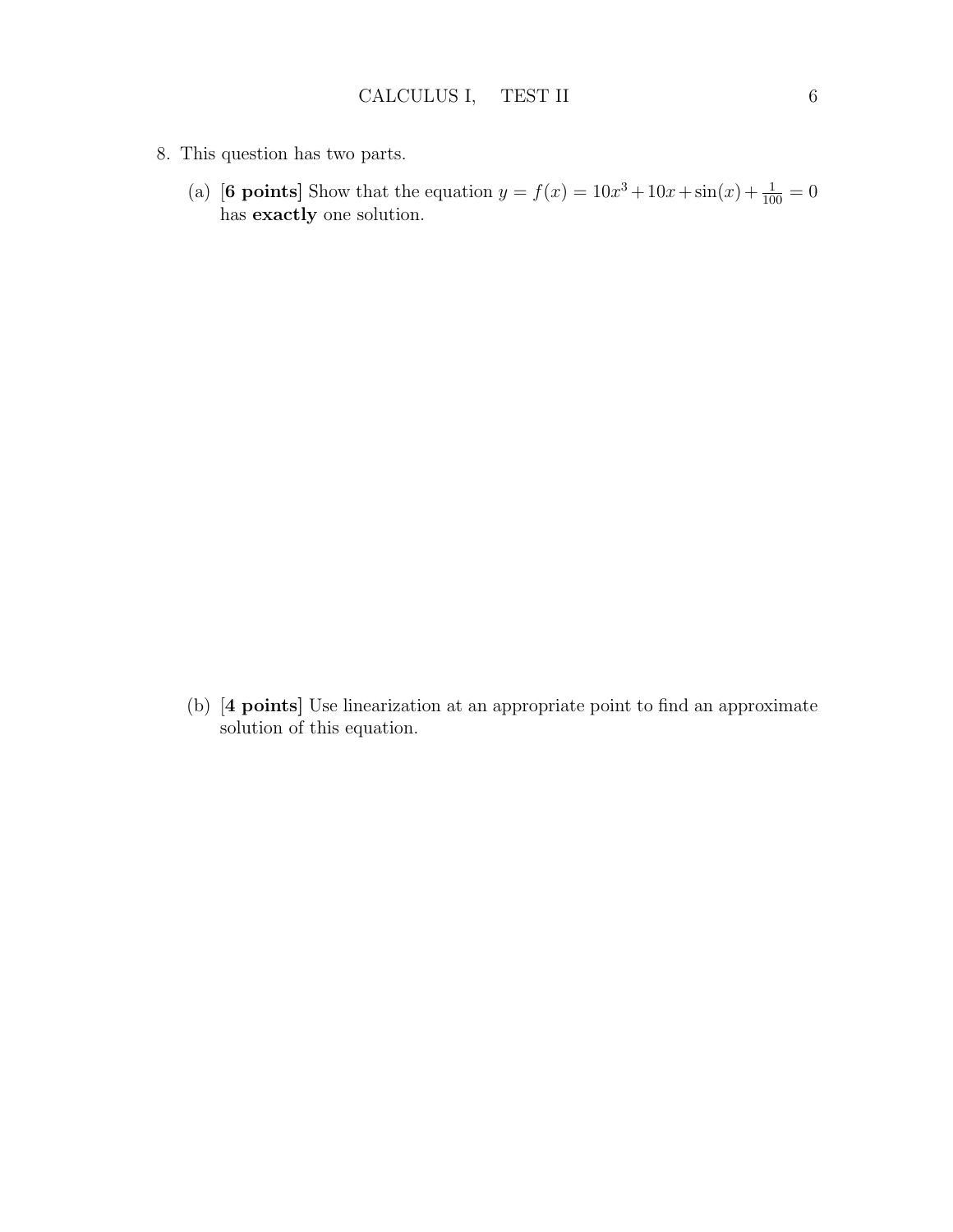8. This question has two parts.

   (a) [**6 points**] Show that the equation $y = f(x) = 10x^3 + 10x + \sin(x) + \frac{1}{100} = 0$ has **exactly** one solution.

   (b) [**4 points**] Use linearization at an appropriate point to find an approximate solution of this equation.